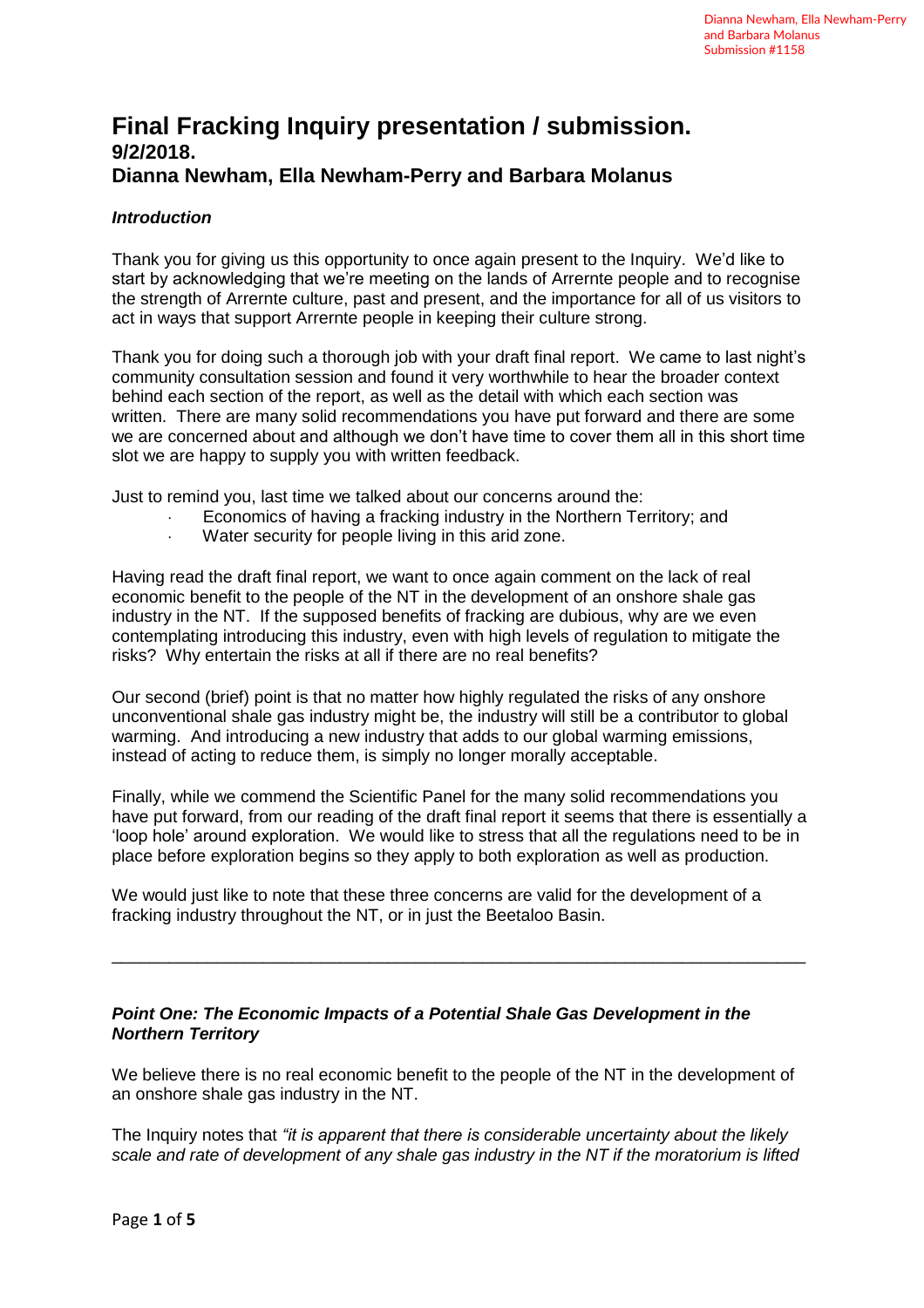Dianna Newham, Ella Newham-Perry and Barbara Molanus
Submission #1158

# Final Fracking Inquiry presentation / submission.

## 9/2/2018.

## Dianna Newham, Ella Newham-Perry and Barbara Molanus

***Introduction***

Thank you for giving us this opportunity to once again present to the Inquiry. We'd like to start by acknowledging that we're meeting on the lands of Arrernte people and to recognise the strength of Arrernte culture, past and present, and the importance for all of us visitors to act in ways that support Arrernte people in keeping their culture strong.

Thank you for doing such a thorough job with your draft final report. We came to last night's community consultation session and found it very worthwhile to hear the broader context behind each section of the report, as well as the detail with which each section was written. There are many solid recommendations you have put forward and there are some we are concerned about and although we don't have time to cover them all in this short time slot we are happy to supply you with written feedback.

Just to remind you, last time we talked about our concerns around the:

- Economics of having a fracking industry in the Northern Territory; and
- Water security for people living in this arid zone.

Having read the draft final report, we want to once again comment on the lack of real economic benefit to the people of the NT in the development of an onshore shale gas industry in the NT. If the supposed benefits of fracking are dubious, why are we even contemplating introducing this industry, even with high levels of regulation to mitigate the risks? Why entertain the risks at all if there are no real benefits?

Our second (brief) point is that no matter how highly regulated the risks of any onshore unconventional shale gas industry might be, the industry will still be a contributor to global warming. And introducing a new industry that adds to our global warming emissions, instead of acting to reduce them, is simply no longer morally acceptable.

Finally, while we commend the Scientific Panel for the many solid recommendations you have put forward, from our reading of the draft final report it seems that there is essentially a 'loop hole' around exploration. We would like to stress that all the regulations need to be in place before exploration begins so they apply to both exploration as well as production.

We would just like to note that these three concerns are valid for the development of a fracking industry throughout the NT, or in just the Beetaloo Basin.

---

***Point One: The Economic Impacts of a Potential Shale Gas Development in the Northern Territory***

We believe there is no real economic benefit to the people of the NT in the development of an onshore shale gas industry in the NT.

The Inquiry notes that *"it is apparent that there is considerable uncertainty about the likely scale and rate of development of any shale gas industry in the NT if the moratorium is lifted*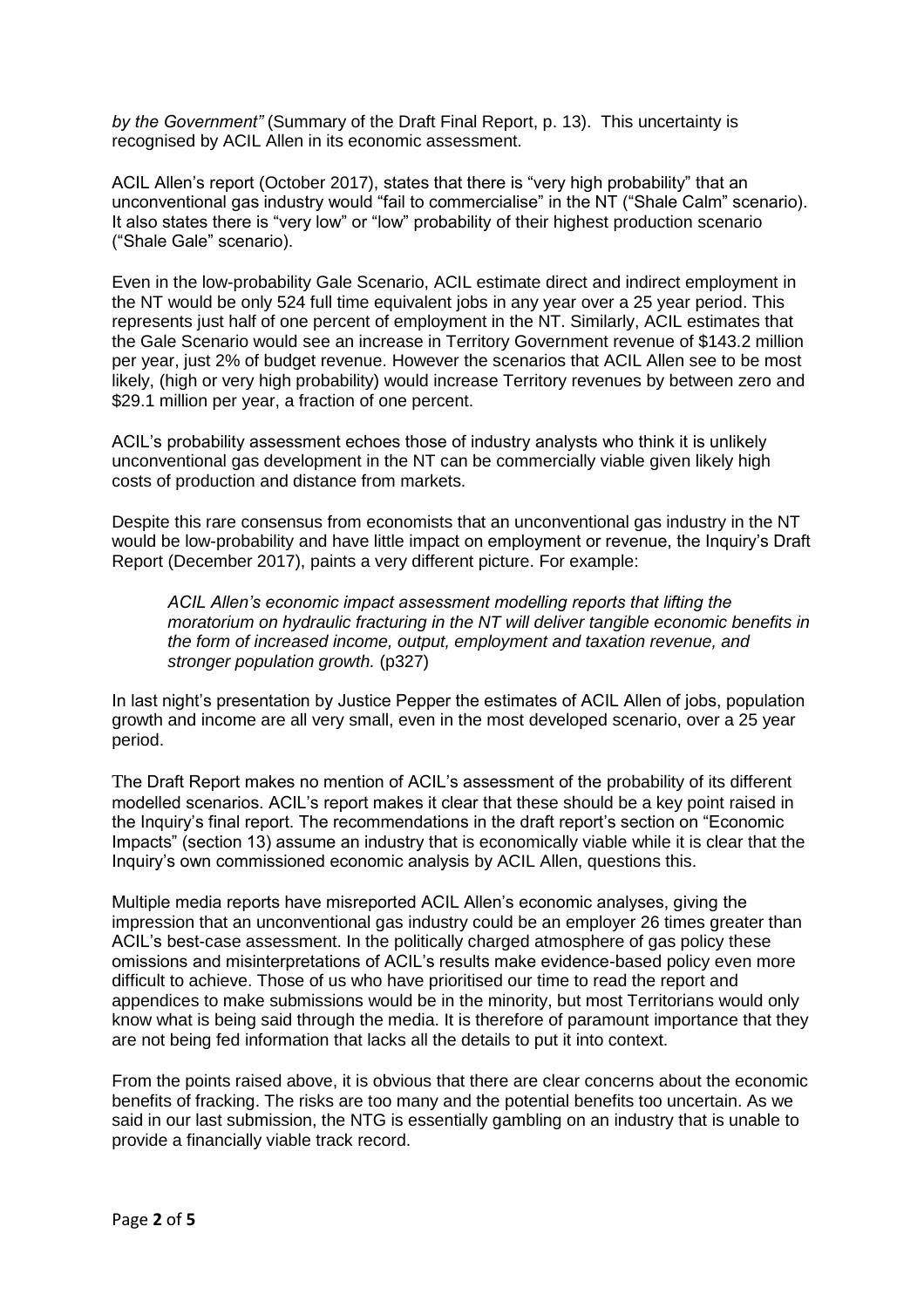*by the Government"* (Summary of the Draft Final Report, p. 13). This uncertainty is recognised by ACIL Allen in its economic assessment.

ACIL Allen's report (October 2017), states that there is "very high probability" that an unconventional gas industry would "fail to commercialise" in the NT ("Shale Calm" scenario). It also states there is "very low" or "low" probability of their highest production scenario ("Shale Gale" scenario).

Even in the low-probability Gale Scenario, ACIL estimate direct and indirect employment in the NT would be only 524 full time equivalent jobs in any year over a 25 year period. This represents just half of one percent of employment in the NT. Similarly, ACIL estimates that the Gale Scenario would see an increase in Territory Government revenue of $143.2 million per year, just 2% of budget revenue. However the scenarios that ACIL Allen see to be most likely, (high or very high probability) would increase Territory revenues by between zero and $29.1 million per year, a fraction of one percent.

ACIL's probability assessment echoes those of industry analysts who think it is unlikely unconventional gas development in the NT can be commercially viable given likely high costs of production and distance from markets.

Despite this rare consensus from economists that an unconventional gas industry in the NT would be low-probability and have little impact on employment or revenue, the Inquiry's Draft Report (December 2017), paints a very different picture. For example:

> *ACIL Allen's economic impact assessment modelling reports that lifting the moratorium on hydraulic fracturing in the NT will deliver tangible economic benefits in the form of increased income, output, employment and taxation revenue, and stronger population growth.* (p327)

In last night's presentation by Justice Pepper the estimates of ACIL Allen of jobs, population growth and income are all very small, even in the most developed scenario, over a 25 year period.

The Draft Report makes no mention of ACIL's assessment of the probability of its different modelled scenarios. ACIL's report makes it clear that these should be a key point raised in the Inquiry's final report. The recommendations in the draft report's section on "Economic Impacts" (section 13) assume an industry that is economically viable while it is clear that the Inquiry's own commissioned economic analysis by ACIL Allen, questions this.

Multiple media reports have misreported ACIL Allen's economic analyses, giving the impression that an unconventional gas industry could be an employer 26 times greater than ACIL's best-case assessment. In the politically charged atmosphere of gas policy these omissions and misinterpretations of ACIL's results make evidence-based policy even more difficult to achieve. Those of us who have prioritised our time to read the report and appendices to make submissions would be in the minority, but most Territorians would only know what is being said through the media. It is therefore of paramount importance that they are not being fed information that lacks all the details to put it into context.

From the points raised above, it is obvious that there are clear concerns about the economic benefits of fracking. The risks are too many and the potential benefits too uncertain. As we said in our last submission, the NTG is essentially gambling on an industry that is unable to provide a financially viable track record.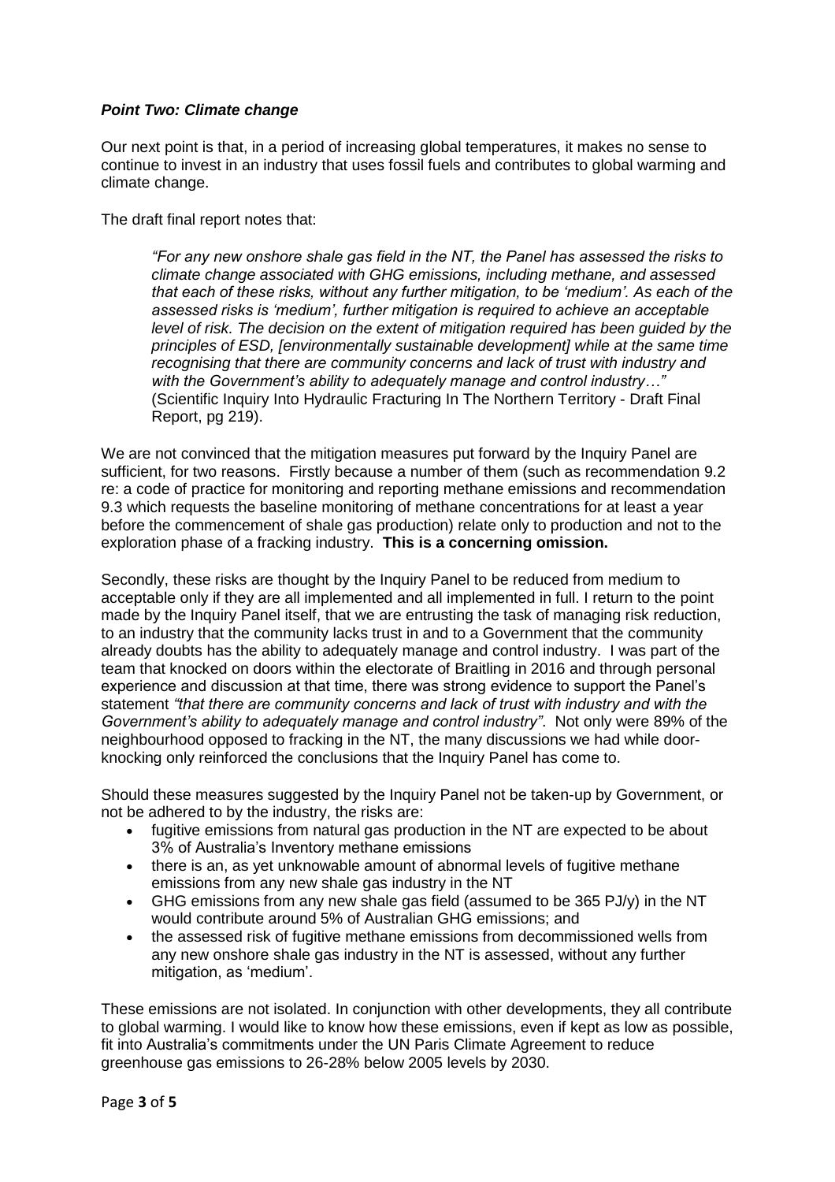***Point Two: Climate change***

Our next point is that, in a period of increasing global temperatures, it makes no sense to continue to invest in an industry that uses fossil fuels and contributes to global warming and climate change.

The draft final report notes that:

> *"For any new onshore shale gas field in the NT, the Panel has assessed the risks to climate change associated with GHG emissions, including methane, and assessed that each of these risks, without any further mitigation, to be 'medium'. As each of the assessed risks is 'medium', further mitigation is required to achieve an acceptable level of risk. The decision on the extent of mitigation required has been guided by the principles of ESD, [environmentally sustainable development] while at the same time recognising that there are community concerns and lack of trust with industry and with the Government's ability to adequately manage and control industry…"* (Scientific Inquiry Into Hydraulic Fracturing In The Northern Territory - Draft Final Report, pg 219).

We are not convinced that the mitigation measures put forward by the Inquiry Panel are sufficient, for two reasons. Firstly because a number of them (such as recommendation 9.2 re: a code of practice for monitoring and reporting methane emissions and recommendation 9.3 which requests the baseline monitoring of methane concentrations for at least a year before the commencement of shale gas production) relate only to production and not to the exploration phase of a fracking industry. **This is a concerning omission.**

Secondly, these risks are thought by the Inquiry Panel to be reduced from medium to acceptable only if they are all implemented and all implemented in full. I return to the point made by the Inquiry Panel itself, that we are entrusting the task of managing risk reduction, to an industry that the community lacks trust in and to a Government that the community already doubts has the ability to adequately manage and control industry. I was part of the team that knocked on doors within the electorate of Braitling in 2016 and through personal experience and discussion at that time, there was strong evidence to support the Panel's statement *"that there are community concerns and lack of trust with industry and with the Government's ability to adequately manage and control industry"*. Not only were 89% of the neighbourhood opposed to fracking in the NT, the many discussions we had while door-knocking only reinforced the conclusions that the Inquiry Panel has come to.

Should these measures suggested by the Inquiry Panel not be taken-up by Government, or not be adhered to by the industry, the risks are:

- fugitive emissions from natural gas production in the NT are expected to be about 3% of Australia's Inventory methane emissions
- there is an, as yet unknowable amount of abnormal levels of fugitive methane emissions from any new shale gas industry in the NT
- GHG emissions from any new shale gas field (assumed to be 365 PJ/y) in the NT would contribute around 5% of Australian GHG emissions; and
- the assessed risk of fugitive methane emissions from decommissioned wells from any new onshore shale gas industry in the NT is assessed, without any further mitigation, as 'medium'.

These emissions are not isolated. In conjunction with other developments, they all contribute to global warming. I would like to know how these emissions, even if kept as low as possible, fit into Australia's commitments under the UN Paris Climate Agreement to reduce greenhouse gas emissions to 26-28% below 2005 levels by 2030.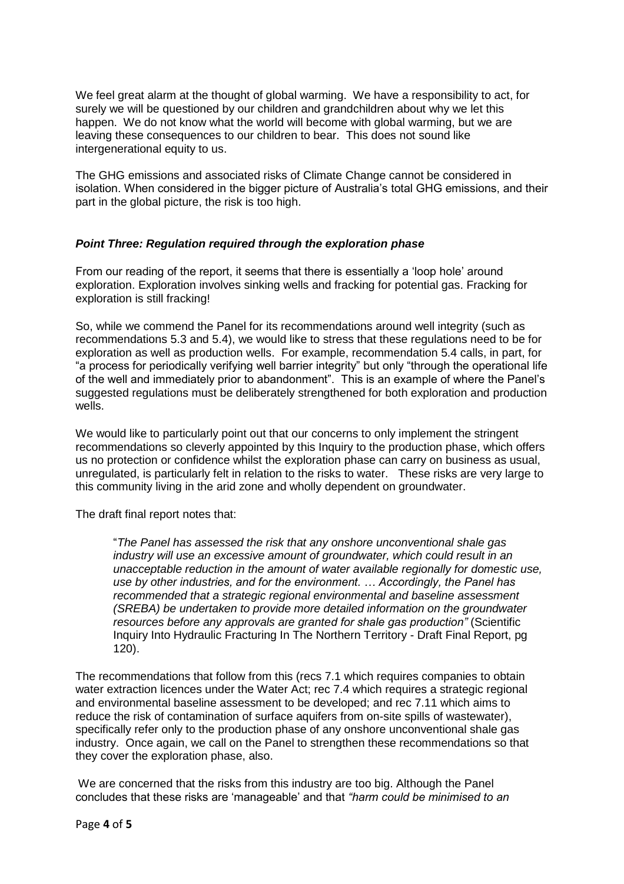We feel great alarm at the thought of global warming. We have a responsibility to act, for surely we will be questioned by our children and grandchildren about why we let this happen. We do not know what the world will become with global warming, but we are leaving these consequences to our children to bear. This does not sound like intergenerational equity to us.

The GHG emissions and associated risks of Climate Change cannot be considered in isolation. When considered in the bigger picture of Australia's total GHG emissions, and their part in the global picture, the risk is too high.

### ***Point Three: Regulation required through the exploration phase***

From our reading of the report, it seems that there is essentially a 'loop hole' around exploration. Exploration involves sinking wells and fracking for potential gas. Fracking for exploration is still fracking!

So, while we commend the Panel for its recommendations around well integrity (such as recommendations 5.3 and 5.4), we would like to stress that these regulations need to be for exploration as well as production wells. For example, recommendation 5.4 calls, in part, for "a process for periodically verifying well barrier integrity" but only "through the operational life of the well and immediately prior to abandonment". This is an example of where the Panel's suggested regulations must be deliberately strengthened for both exploration and production wells.

We would like to particularly point out that our concerns to only implement the stringent recommendations so cleverly appointed by this Inquiry to the production phase, which offers us no protection or confidence whilst the exploration phase can carry on business as usual, unregulated, is particularly felt in relation to the risks to water. These risks are very large to this community living in the arid zone and wholly dependent on groundwater.

The draft final report notes that:

> "*The Panel has assessed the risk that any onshore unconventional shale gas industry will use an excessive amount of groundwater, which could result in an unacceptable reduction in the amount of water available regionally for domestic use, use by other industries, and for the environment. … Accordingly, the Panel has recommended that a strategic regional environmental and baseline assessment (SREBA) be undertaken to provide more detailed information on the groundwater resources before any approvals are granted for shale gas production"* (Scientific Inquiry Into Hydraulic Fracturing In The Northern Territory - Draft Final Report, pg 120).

The recommendations that follow from this (recs 7.1 which requires companies to obtain water extraction licences under the Water Act; rec 7.4 which requires a strategic regional and environmental baseline assessment to be developed; and rec 7.11 which aims to reduce the risk of contamination of surface aquifers from on-site spills of wastewater), specifically refer only to the production phase of any onshore unconventional shale gas industry. Once again, we call on the Panel to strengthen these recommendations so that they cover the exploration phase, also.

We are concerned that the risks from this industry are too big. Although the Panel concludes that these risks are 'manageable' and that *"harm could be minimised to an*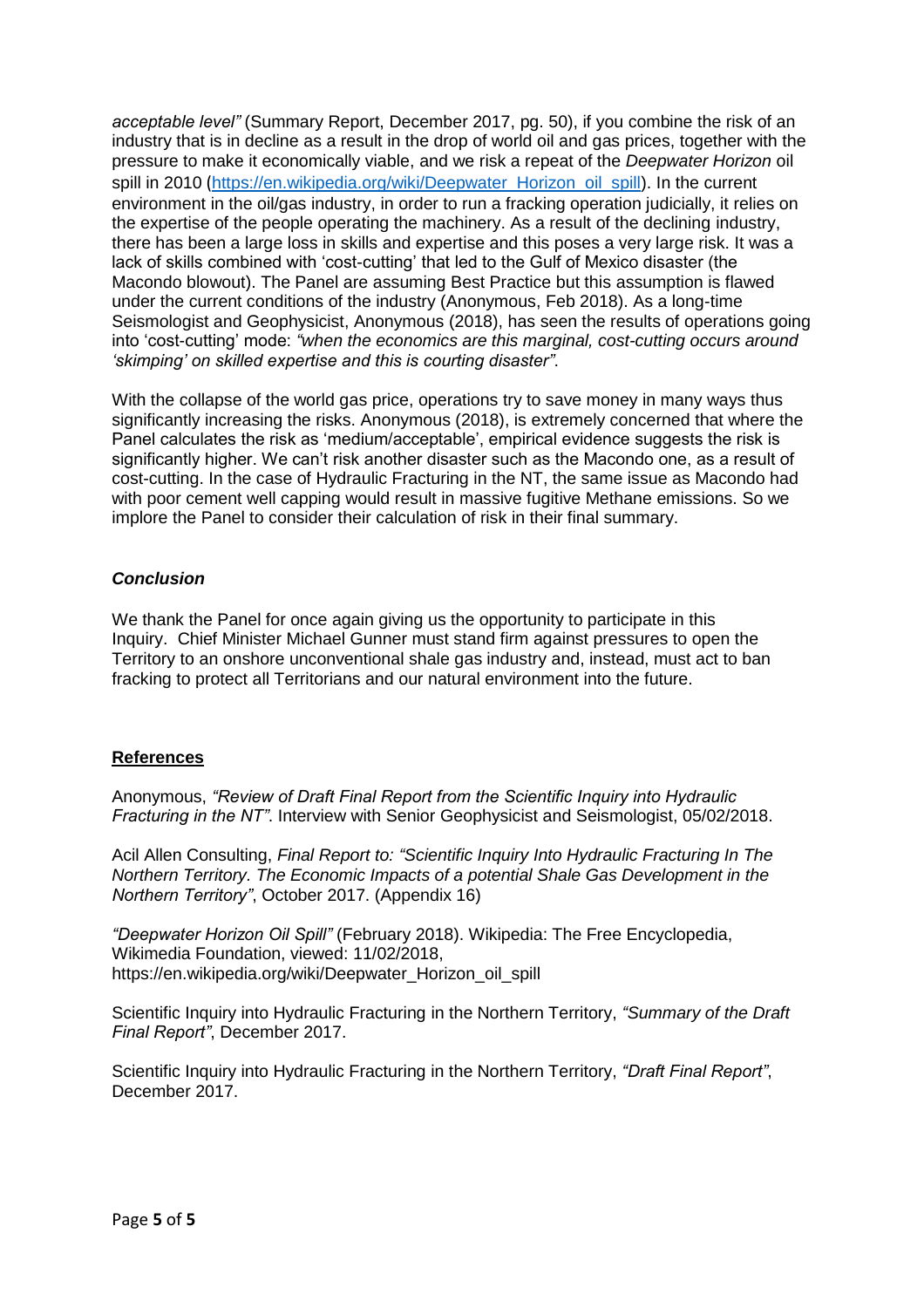*acceptable level"* (Summary Report, December 2017, pg. 50), if you combine the risk of an industry that is in decline as a result in the drop of world oil and gas prices, together with the pressure to make it economically viable, and we risk a repeat of the *Deepwater Horizon* oil spill in 2010 (https://en.wikipedia.org/wiki/Deepwater_Horizon_oil_spill). In the current environment in the oil/gas industry, in order to run a fracking operation judicially, it relies on the expertise of the people operating the machinery. As a result of the declining industry, there has been a large loss in skills and expertise and this poses a very large risk. It was a lack of skills combined with 'cost-cutting' that led to the Gulf of Mexico disaster (the Macondo blowout). The Panel are assuming Best Practice but this assumption is flawed under the current conditions of the industry (Anonymous, Feb 2018). As a long-time Seismologist and Geophysicist, Anonymous (2018), has seen the results of operations going into 'cost-cutting' mode: *"when the economics are this marginal, cost-cutting occurs around 'skimping' on skilled expertise and this is courting disaster"*.

With the collapse of the world gas price, operations try to save money in many ways thus significantly increasing the risks. Anonymous (2018), is extremely concerned that where the Panel calculates the risk as 'medium/acceptable', empirical evidence suggests the risk is significantly higher. We can't risk another disaster such as the Macondo one, as a result of cost-cutting. In the case of Hydraulic Fracturing in the NT, the same issue as Macondo had with poor cement well capping would result in massive fugitive Methane emissions. So we implore the Panel to consider their calculation of risk in their final summary.

### *Conclusion*

We thank the Panel for once again giving us the opportunity to participate in this Inquiry. Chief Minister Michael Gunner must stand firm against pressures to open the Territory to an onshore unconventional shale gas industry and, instead, must act to ban fracking to protect all Territorians and our natural environment into the future.

### **References**

Anonymous, *"Review of Draft Final Report from the Scientific Inquiry into Hydraulic Fracturing in the NT"*. Interview with Senior Geophysicist and Seismologist, 05/02/2018.

Acil Allen Consulting, *Final Report to: "Scientific Inquiry Into Hydraulic Fracturing In The Northern Territory. The Economic Impacts of a potential Shale Gas Development in the Northern Territory"*, October 2017. (Appendix 16)

*"Deepwater Horizon Oil Spill"* (February 2018). Wikipedia: The Free Encyclopedia, Wikimedia Foundation, viewed: 11/02/2018, https://en.wikipedia.org/wiki/Deepwater_Horizon_oil_spill

Scientific Inquiry into Hydraulic Fracturing in the Northern Territory, *"Summary of the Draft Final Report"*, December 2017.

Scientific Inquiry into Hydraulic Fracturing in the Northern Territory, *"Draft Final Report"*, December 2017.